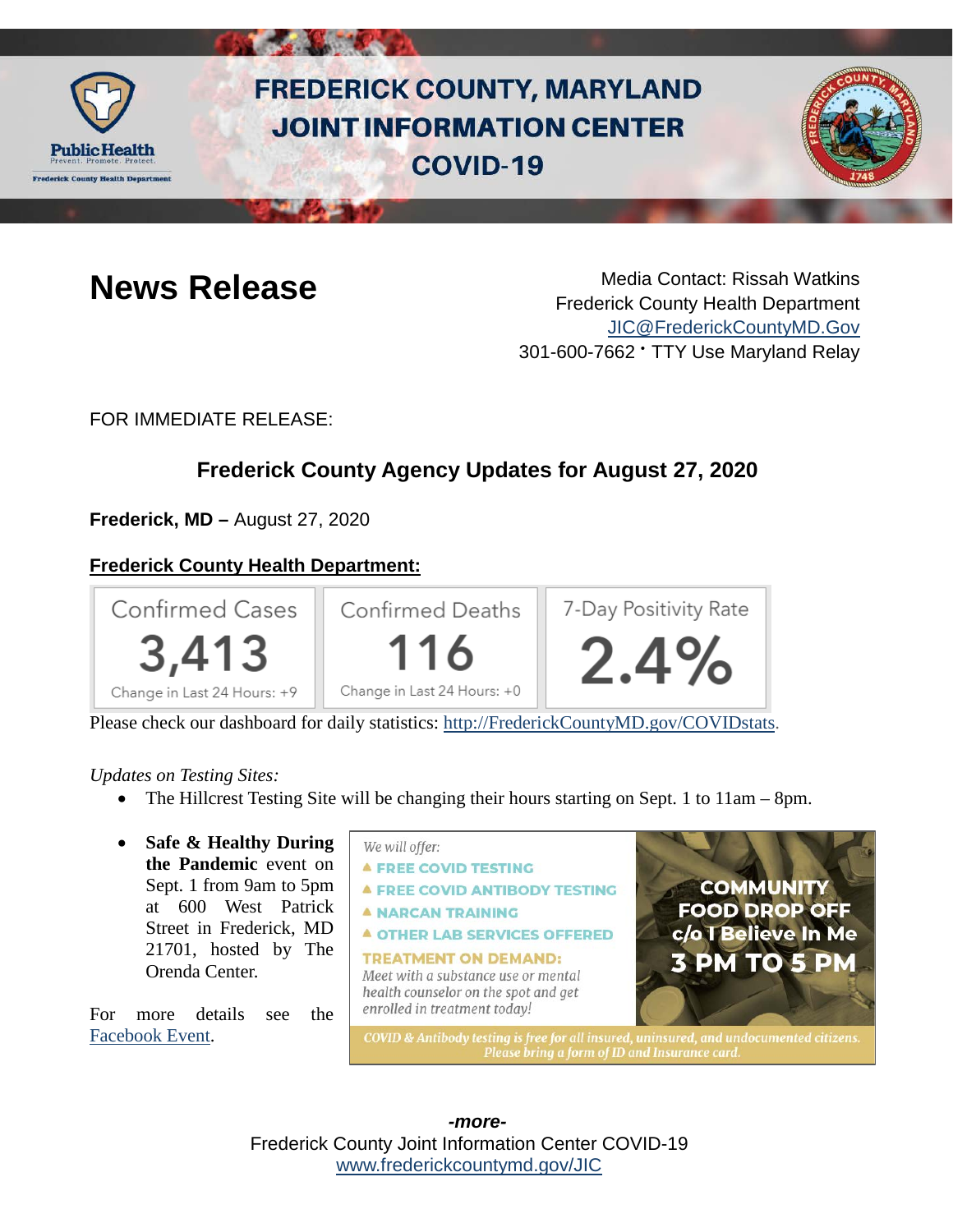# FREDERICK COUNTY, MARYLAND JOINT INFORMATION CENTER COVID-19

# News Release

Media Contact: Rissah Watkins
Frederick County Health Department
JIC@FrederickCountyMD.Gov
301-600-7662 • TTY Use Maryland Relay

FOR IMMEDIATE RELEASE:

## Frederick County Agency Updates for August 27, 2020

**Frederick, MD –** August 27, 2020

### Frederick County Health Department:

| Confirmed Cases | Confirmed Deaths | 7-Day Positivity Rate |
|---|---|---|
| 3,413 | 116 | 2.4% |
| Change in Last 24 Hours: +9 | Change in Last 24 Hours: +0 | |

Please check our dashboard for daily statistics: http://FrederickCountyMD.gov/COVIDstats.

*Updates on Testing Sites:*

- The Hillcrest Testing Site will be changing their hours starting on Sept. 1 to 11am – 8pm.
- **Safe & Healthy During the Pandemic** event on Sept. 1 from 9am to 5pm at 600 West Patrick Street in Frederick, MD 21701, hosted by The Orenda Center.

For more details see the Facebook Event.

*We will offer:*

- FREE COVID TESTING
- FREE COVID ANTIBODY TESTING
- NARCAN TRAINING
- OTHER LAB SERVICES OFFERED

TREATMENT ON DEMAND:
*Meet with a substance use or mental health counselor on the spot and get enrolled in treatment today!*

COMMUNITY FOOD DROP OFF c/o I Believe In Me
3 PM TO 5 PM

*COVID & Antibody testing is free for all insured, uninsured, and undocumented citizens. Please bring a form of ID and Insurance card.*

*-more-*
Frederick County Joint Information Center COVID-19
www.frederickcountymd.gov/JIC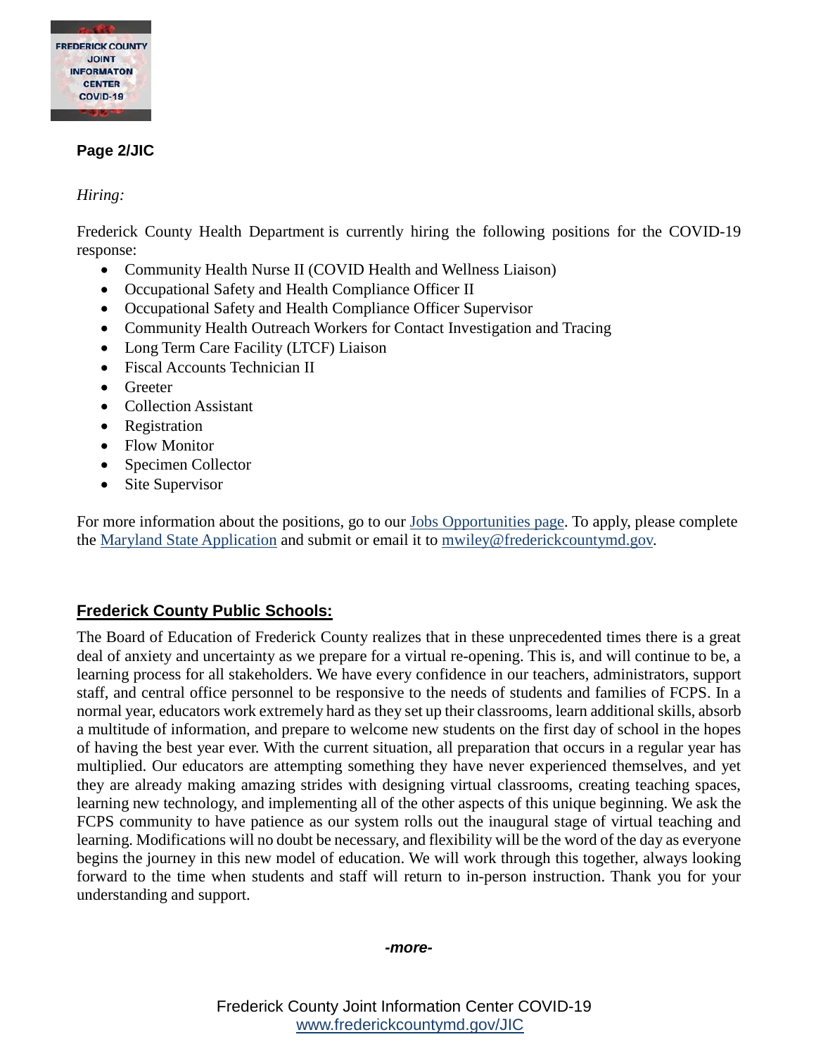**Page 2/JIC**

*Hiring:*

Frederick County Health Department is currently hiring the following positions for the COVID-19 response:

- Community Health Nurse II (COVID Health and Wellness Liaison)
- Occupational Safety and Health Compliance Officer II
- Occupational Safety and Health Compliance Officer Supervisor
- Community Health Outreach Workers for Contact Investigation and Tracing
- Long Term Care Facility (LTCF) Liaison
- Fiscal Accounts Technician II
- Greeter
- Collection Assistant
- Registration
- Flow Monitor
- Specimen Collector
- Site Supervisor

For more information about the positions, go to our Jobs Opportunities page. To apply, please complete the Maryland State Application and submit or email it to mwiley@frederickcountymd.gov.

## Frederick County Public Schools:

The Board of Education of Frederick County realizes that in these unprecedented times there is a great deal of anxiety and uncertainty as we prepare for a virtual re-opening. This is, and will continue to be, a learning process for all stakeholders. We have every confidence in our teachers, administrators, support staff, and central office personnel to be responsive to the needs of students and families of FCPS. In a normal year, educators work extremely hard as they set up their classrooms, learn additional skills, absorb a multitude of information, and prepare to welcome new students on the first day of school in the hopes of having the best year ever. With the current situation, all preparation that occurs in a regular year has multiplied. Our educators are attempting something they have never experienced themselves, and yet they are already making amazing strides with designing virtual classrooms, creating teaching spaces, learning new technology, and implementing all of the other aspects of this unique beginning. We ask the FCPS community to have patience as our system rolls out the inaugural stage of virtual teaching and learning. Modifications will no doubt be necessary, and flexibility will be the word of the day as everyone begins the journey in this new model of education. We will work through this together, always looking forward to the time when students and staff will return to in-person instruction. Thank you for your understanding and support.

***-more-***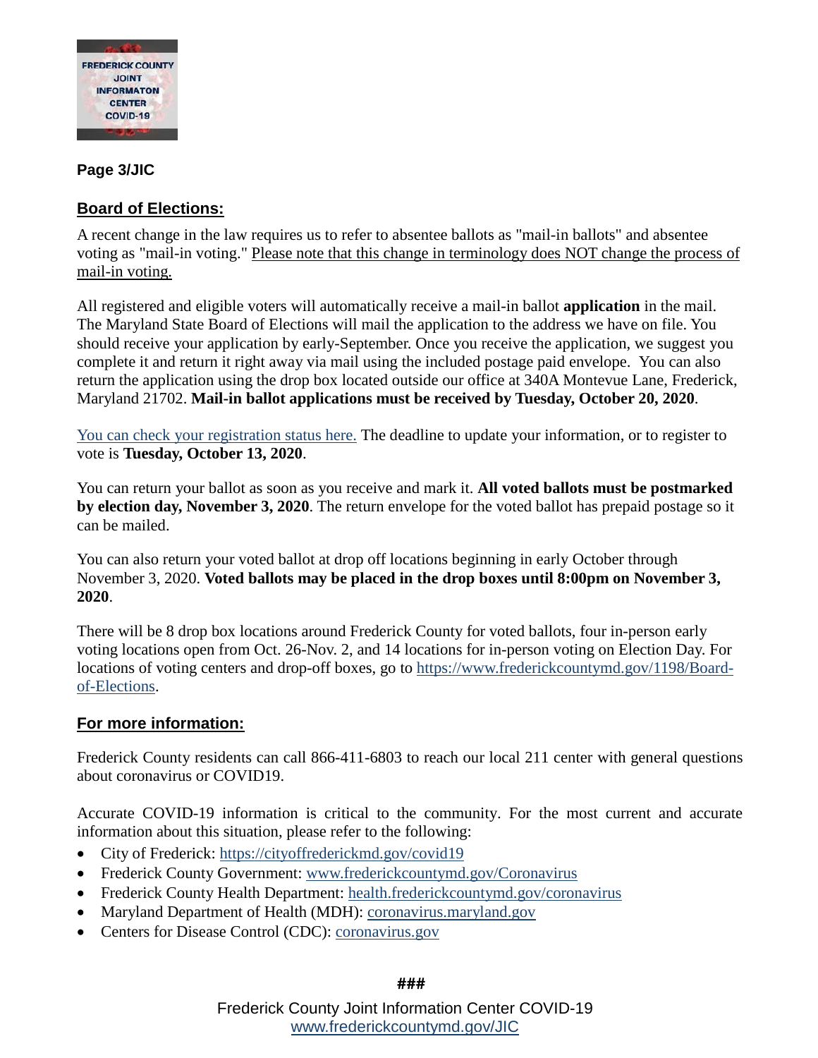**Page 3/JIC**

## Board of Elections:

A recent change in the law requires us to refer to absentee ballots as "mail-in ballots" and absentee voting as "mail-in voting." Please note that this change in terminology does NOT change the process of mail-in voting.

All registered and eligible voters will automatically receive a mail-in ballot **application** in the mail. The Maryland State Board of Elections will mail the application to the address we have on file. You should receive your application by early-September. Once you receive the application, we suggest you complete it and return it right away via mail using the included postage paid envelope. You can also return the application using the drop box located outside our office at 340A Montevue Lane, Frederick, Maryland 21702. **Mail-in ballot applications must be received by Tuesday, October 20, 2020**.

You can check your registration status here. The deadline to update your information, or to register to vote is **Tuesday, October 13, 2020**.

You can return your ballot as soon as you receive and mark it. **All voted ballots must be postmarked by election day, November 3, 2020**. The return envelope for the voted ballot has prepaid postage so it can be mailed.

You can also return your voted ballot at drop off locations beginning in early October through November 3, 2020. **Voted ballots may be placed in the drop boxes until 8:00pm on November 3, 2020**.

There will be 8 drop box locations around Frederick County for voted ballots, four in-person early voting locations open from Oct. 26-Nov. 2, and 14 locations for in-person voting on Election Day. For locations of voting centers and drop-off boxes, go to https://www.frederickcountymd.gov/1198/Board-of-Elections.

## For more information:

Frederick County residents can call 866-411-6803 to reach our local 211 center with general questions about coronavirus or COVID19.

Accurate COVID-19 information is critical to the community. For the most current and accurate information about this situation, please refer to the following:

- City of Frederick: https://cityoffrederickmd.gov/covid19
- Frederick County Government: www.frederickcountymd.gov/Coronavirus
- Frederick County Health Department: health.frederickcountymd.gov/coronavirus
- Maryland Department of Health (MDH): coronavirus.maryland.gov
- Centers for Disease Control (CDC): coronavirus.gov

###

Frederick County Joint Information Center COVID-19
www.frederickcountymd.gov/JIC